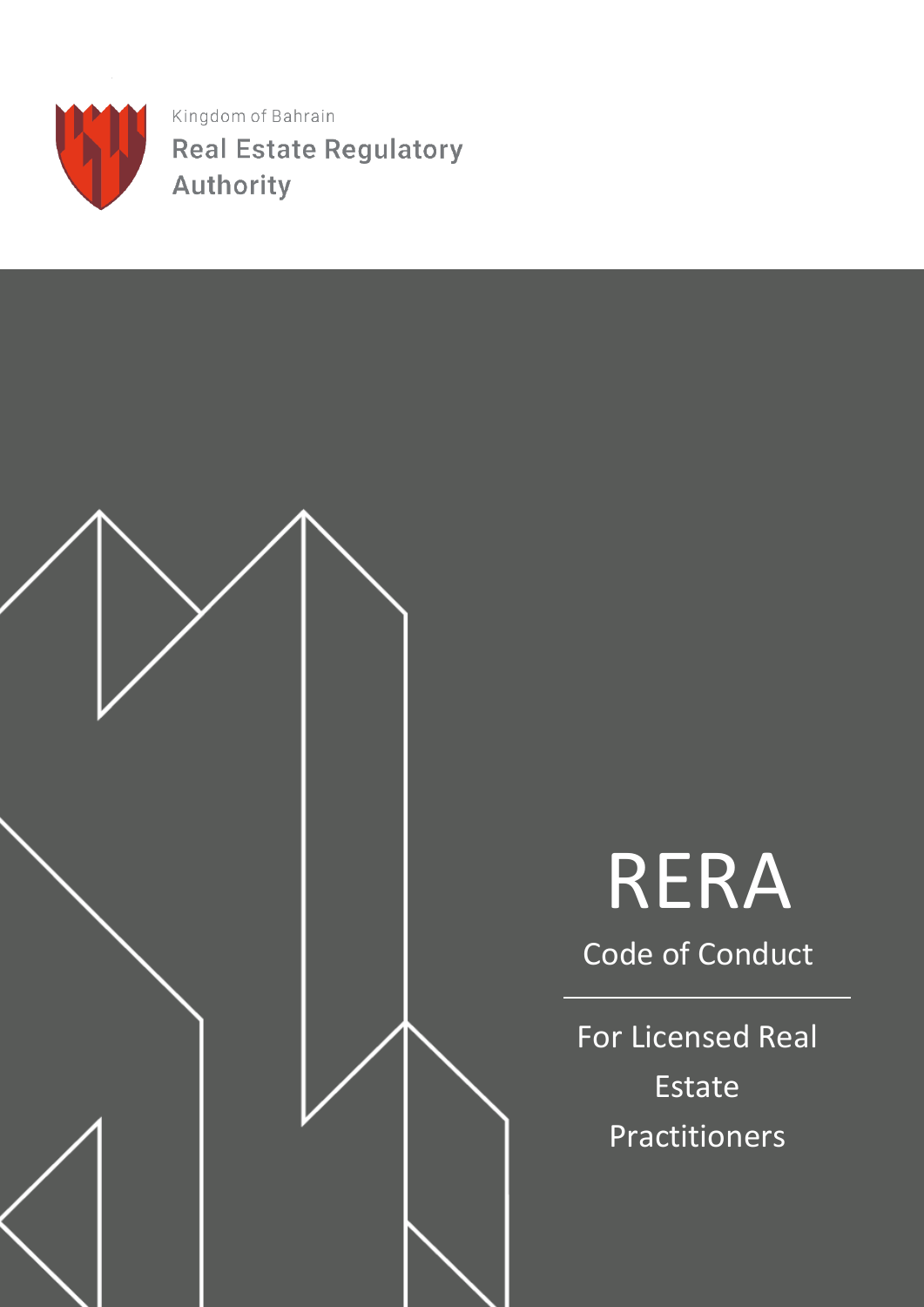Kingdom of Bahrain

Real Estate Regulatory Authority

# RERA

## Code of Conduct

For Licensed Real Estate Practitioners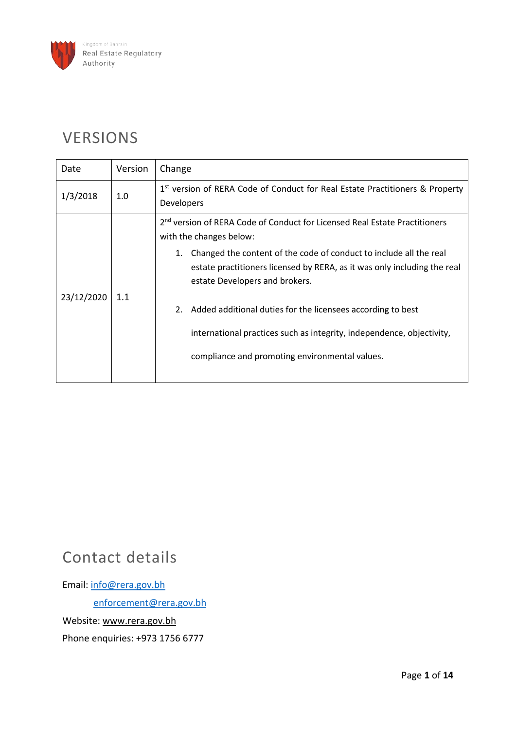## VERSIONS

| Date | Version | Change |
|---|---|---|
| 1/3/2018 | 1.0 | 1st version of RERA Code of Conduct for Real Estate Practitioners & Property Developers |
| 23/12/2020 | 1.1 | 2nd version of RERA Code of Conduct for Licensed Real Estate Practitioners with the changes below: 1. Changed the content of the code of conduct to include all the real estate practitioners licensed by RERA, as it was only including the real estate Developers and brokers. 2. Added additional duties for the licensees according to best international practices such as integrity, independence, objectivity, compliance and promoting environmental values. |

## Contact details

Email: info@rera.gov.bh

enforcement@rera.gov.bh

Website: www.rera.gov.bh

Phone enquiries: +973 1756 6777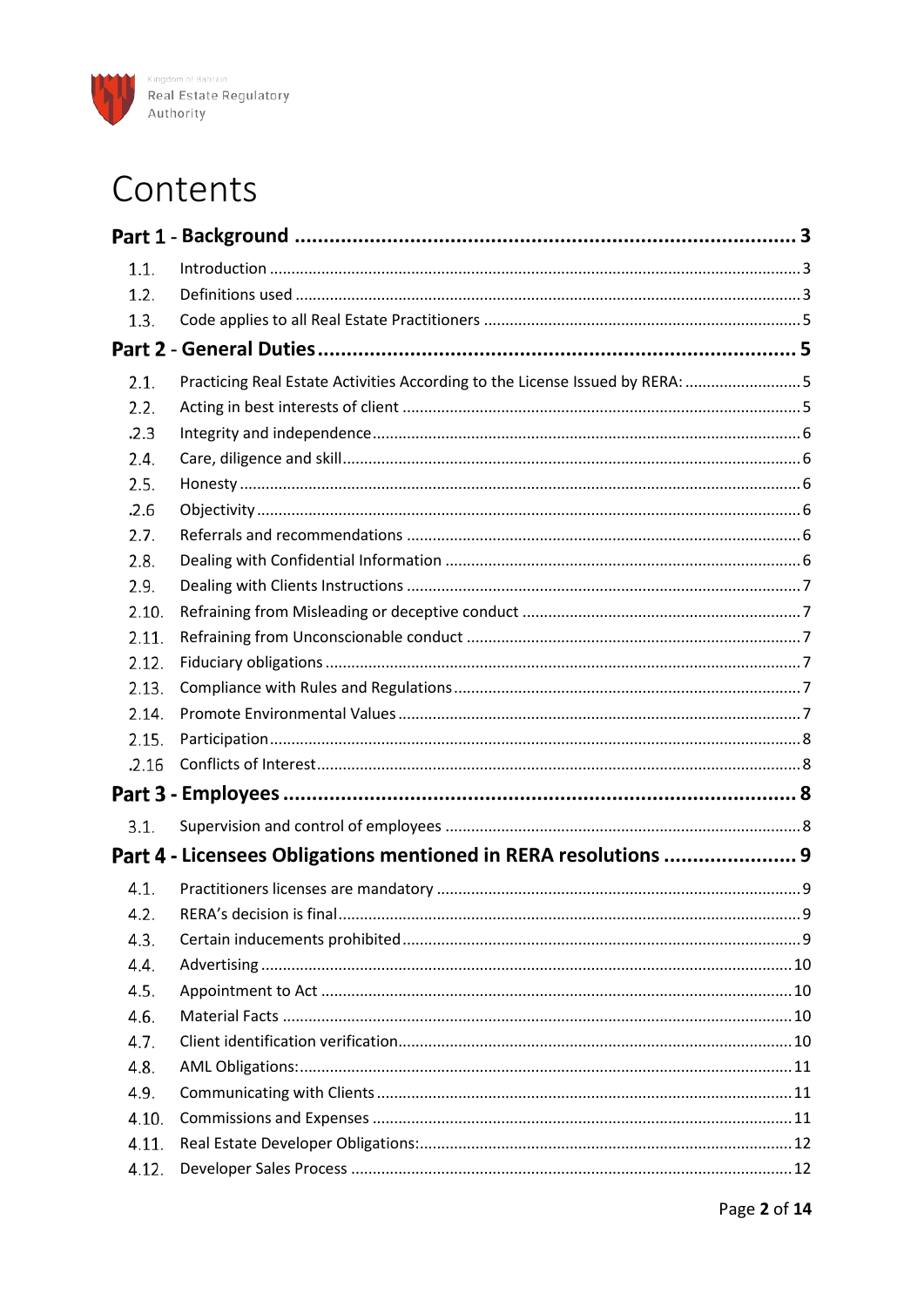# Contents

| | | |
|---|---|---|
| **Part 1 - Background** | | **3** |
| 1.1. | Introduction | 3 |
| 1.2. | Definitions used | 3 |
| 1.3. | Code applies to all Real Estate Practitioners | 5 |
| **Part 2 - General Duties** | | **5** |
| 2.1. | Practicing Real Estate Activities According to the License Issued by RERA: | 5 |
| 2.2. | Acting in best interests of client | 5 |
| .2.3 | Integrity and independence | 6 |
| 2.4. | Care, diligence and skill | 6 |
| 2.5. | Honesty | 6 |
| .2.6 | Objectivity | 6 |
| 2.7. | Referrals and recommendations | 6 |
| 2.8. | Dealing with Confidential Information | 6 |
| 2.9. | Dealing with Clients Instructions | 7 |
| 2.10. | Refraining from Misleading or deceptive conduct | 7 |
| 2.11. | Refraining from Unconscionable conduct | 7 |
| 2.12. | Fiduciary obligations | 7 |
| 2.13. | Compliance with Rules and Regulations | 7 |
| 2.14. | Promote Environmental Values | 7 |
| 2.15. | Participation | 8 |
| .2.16 | Conflicts of Interest | 8 |
| **Part 3 - Employees** | | **8** |
| 3.1. | Supervision and control of employees | 8 |
| **Part 4 - Licensees Obligations mentioned in RERA resolutions** | | **9** |
| 4.1. | Practitioners licenses are mandatory | 9 |
| 4.2. | RERA's decision is final | 9 |
| 4.3. | Certain inducements prohibited | 9 |
| 4.4. | Advertising | 10 |
| 4.5. | Appointment to Act | 10 |
| 4.6. | Material Facts | 10 |
| 4.7. | Client identification verification | 10 |
| 4.8. | AML Obligations: | 11 |
| 4.9. | Communicating with Clients | 11 |
| 4.10. | Commissions and Expenses | 11 |
| 4.11. | Real Estate Developer Obligations: | 12 |
| 4.12. | Developer Sales Process | 12 |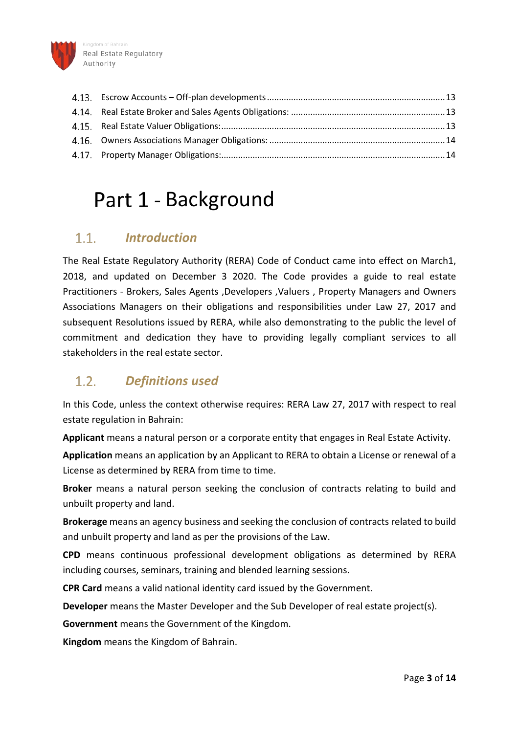| | | |
|---|---|---|
| 4.13. | Escrow Accounts – Off-plan developments | 13 |
| 4.14. | Real Estate Broker and Sales Agents Obligations: | 13 |
| 4.15. | Real Estate Valuer Obligations: | 13 |
| 4.16. | Owners Associations Manager Obligations: | 14 |
| 4.17. | Property Manager Obligations: | 14 |

# Part 1 - Background

## 1.1. *Introduction*

The Real Estate Regulatory Authority (RERA) Code of Conduct came into effect on March1, 2018, and updated on December 3 2020. The Code provides a guide to real estate Practitioners - Brokers, Sales Agents ,Developers ,Valuers , Property Managers and Owners Associations Managers on their obligations and responsibilities under Law 27, 2017 and subsequent Resolutions issued by RERA, while also demonstrating to the public the level of commitment and dedication they have to providing legally compliant services to all stakeholders in the real estate sector.

## 1.2. *Definitions used*

In this Code, unless the context otherwise requires: RERA Law 27, 2017 with respect to real estate regulation in Bahrain:

**Applicant** means a natural person or a corporate entity that engages in Real Estate Activity.

**Application** means an application by an Applicant to RERA to obtain a License or renewal of a License as determined by RERA from time to time.

**Broker** means a natural person seeking the conclusion of contracts relating to build and unbuilt property and land.

**Brokerage** means an agency business and seeking the conclusion of contracts related to build and unbuilt property and land as per the provisions of the Law.

**CPD** means continuous professional development obligations as determined by RERA including courses, seminars, training and blended learning sessions.

**CPR Card** means a valid national identity card issued by the Government.

**Developer** means the Master Developer and the Sub Developer of real estate project(s).

**Government** means the Government of the Kingdom.

**Kingdom** means the Kingdom of Bahrain.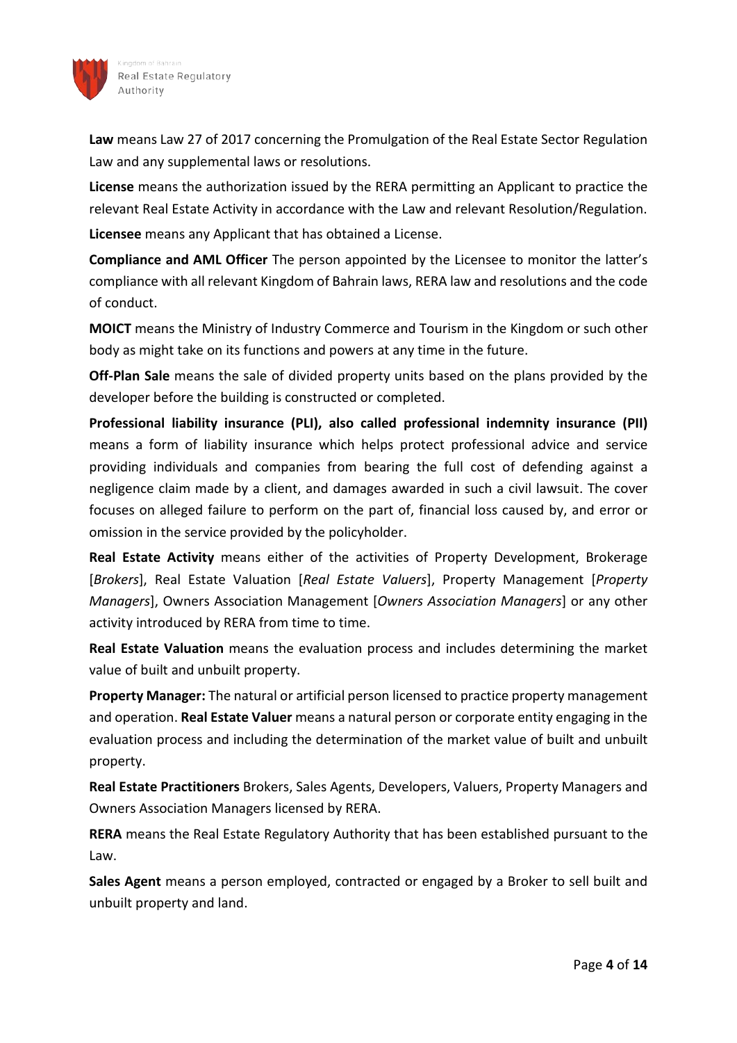**Law** means Law 27 of 2017 concerning the Promulgation of the Real Estate Sector Regulation Law and any supplemental laws or resolutions.

**License** means the authorization issued by the RERA permitting an Applicant to practice the relevant Real Estate Activity in accordance with the Law and relevant Resolution/Regulation.

**Licensee** means any Applicant that has obtained a License.

**Compliance and AML Officer** The person appointed by the Licensee to monitor the latter's compliance with all relevant Kingdom of Bahrain laws, RERA law and resolutions and the code of conduct.

**MOICT** means the Ministry of Industry Commerce and Tourism in the Kingdom or such other body as might take on its functions and powers at any time in the future.

**Off-Plan Sale** means the sale of divided property units based on the plans provided by the developer before the building is constructed or completed.

**Professional liability insurance (PLI), also called professional indemnity insurance (PII)** means a form of liability insurance which helps protect professional advice and service providing individuals and companies from bearing the full cost of defending against a negligence claim made by a client, and damages awarded in such a civil lawsuit. The cover focuses on alleged failure to perform on the part of, financial loss caused by, and error or omission in the service provided by the policyholder.

**Real Estate Activity** means either of the activities of Property Development, Brokerage [*Brokers*], Real Estate Valuation [*Real Estate Valuers*], Property Management [*Property Managers*], Owners Association Management [*Owners Association Managers*] or any other activity introduced by RERA from time to time.

**Real Estate Valuation** means the evaluation process and includes determining the market value of built and unbuilt property.

**Property Manager:** The natural or artificial person licensed to practice property management and operation. **Real Estate Valuer** means a natural person or corporate entity engaging in the evaluation process and including the determination of the market value of built and unbuilt property.

**Real Estate Practitioners** Brokers, Sales Agents, Developers, Valuers, Property Managers and Owners Association Managers licensed by RERA.

**RERA** means the Real Estate Regulatory Authority that has been established pursuant to the Law.

**Sales Agent** means a person employed, contracted or engaged by a Broker to sell built and unbuilt property and land.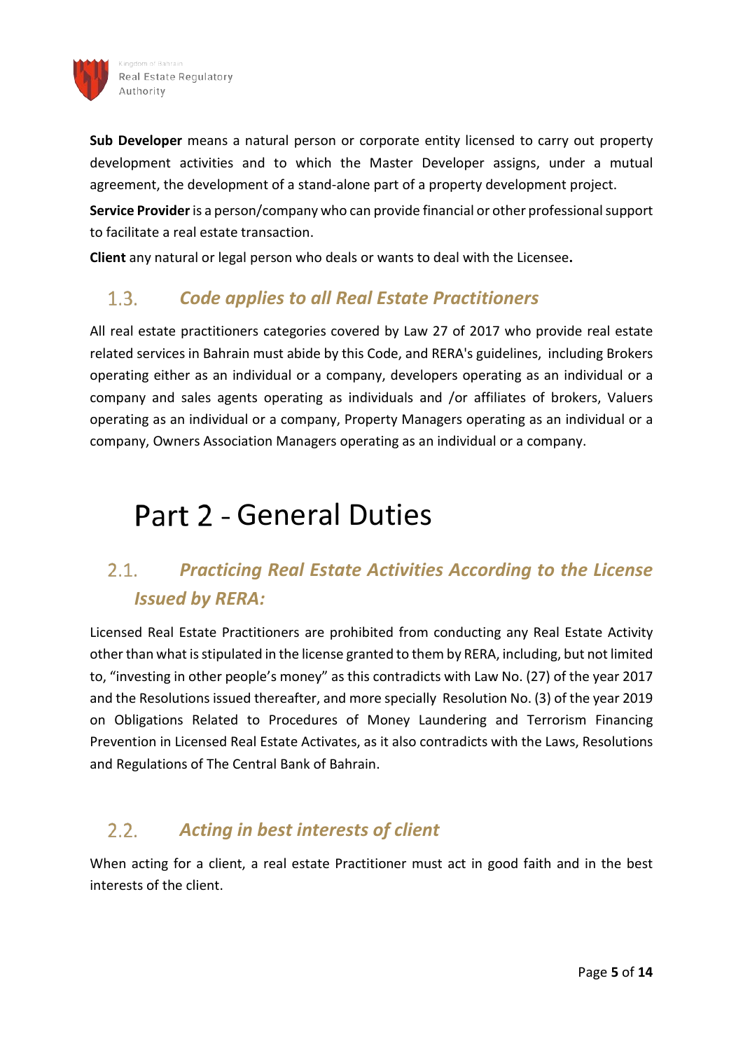**Sub Developer** means a natural person or corporate entity licensed to carry out property development activities and to which the Master Developer assigns, under a mutual agreement, the development of a stand-alone part of a property development project.

**Service Provider** is a person/company who can provide financial or other professional support to facilitate a real estate transaction.

**Client** any natural or legal person who deals or wants to deal with the Licensee**.**

### 1.3. *Code applies to all Real Estate Practitioners*

All real estate practitioners categories covered by Law 27 of 2017 who provide real estate related services in Bahrain must abide by this Code, and RERA's guidelines, including Brokers operating either as an individual or a company, developers operating as an individual or a company and sales agents operating as individuals and /or affiliates of brokers, Valuers operating as an individual or a company, Property Managers operating as an individual or a company, Owners Association Managers operating as an individual or a company.

# Part 2 - General Duties

### 2.1. *Practicing Real Estate Activities According to the License Issued by RERA:*

Licensed Real Estate Practitioners are prohibited from conducting any Real Estate Activity other than what is stipulated in the license granted to them by RERA, including, but not limited to, "investing in other people's money" as this contradicts with Law No. (27) of the year 2017 and the Resolutions issued thereafter, and more specially Resolution No. (3) of the year 2019 on Obligations Related to Procedures of Money Laundering and Terrorism Financing Prevention in Licensed Real Estate Activates, as it also contradicts with the Laws, Resolutions and Regulations of The Central Bank of Bahrain.

### 2.2. *Acting in best interests of client*

When acting for a client, a real estate Practitioner must act in good faith and in the best interests of the client.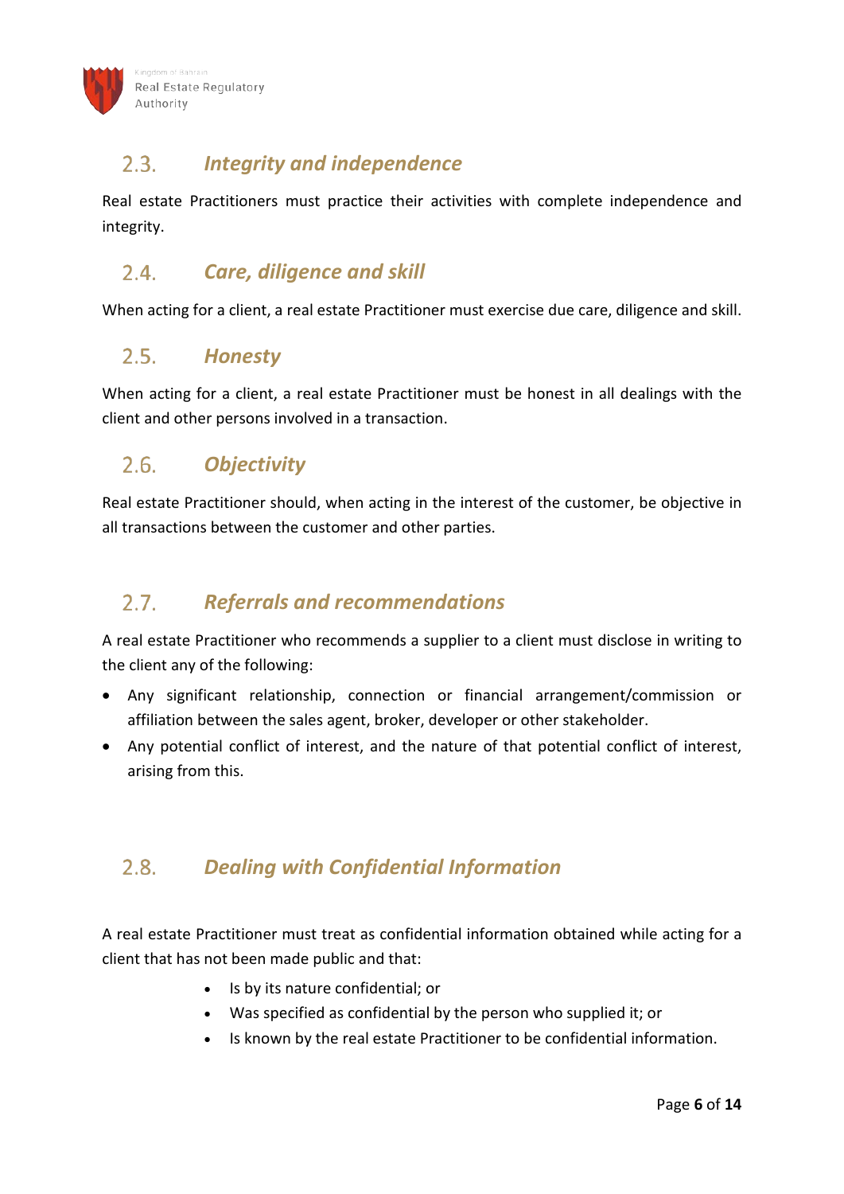## 2.3. *Integrity and independence*

Real estate Practitioners must practice their activities with complete independence and integrity.

## 2.4. *Care, diligence and skill*

When acting for a client, a real estate Practitioner must exercise due care, diligence and skill.

## 2.5. *Honesty*

When acting for a client, a real estate Practitioner must be honest in all dealings with the client and other persons involved in a transaction.

## 2.6. *Objectivity*

Real estate Practitioner should, when acting in the interest of the customer, be objective in all transactions between the customer and other parties.

## 2.7. *Referrals and recommendations*

A real estate Practitioner who recommends a supplier to a client must disclose in writing to the client any of the following:

- Any significant relationship, connection or financial arrangement/commission or affiliation between the sales agent, broker, developer or other stakeholder.
- Any potential conflict of interest, and the nature of that potential conflict of interest, arising from this.

## 2.8. *Dealing with Confidential Information*

A real estate Practitioner must treat as confidential information obtained while acting for a client that has not been made public and that:

- Is by its nature confidential; or
- Was specified as confidential by the person who supplied it; or
- Is known by the real estate Practitioner to be confidential information.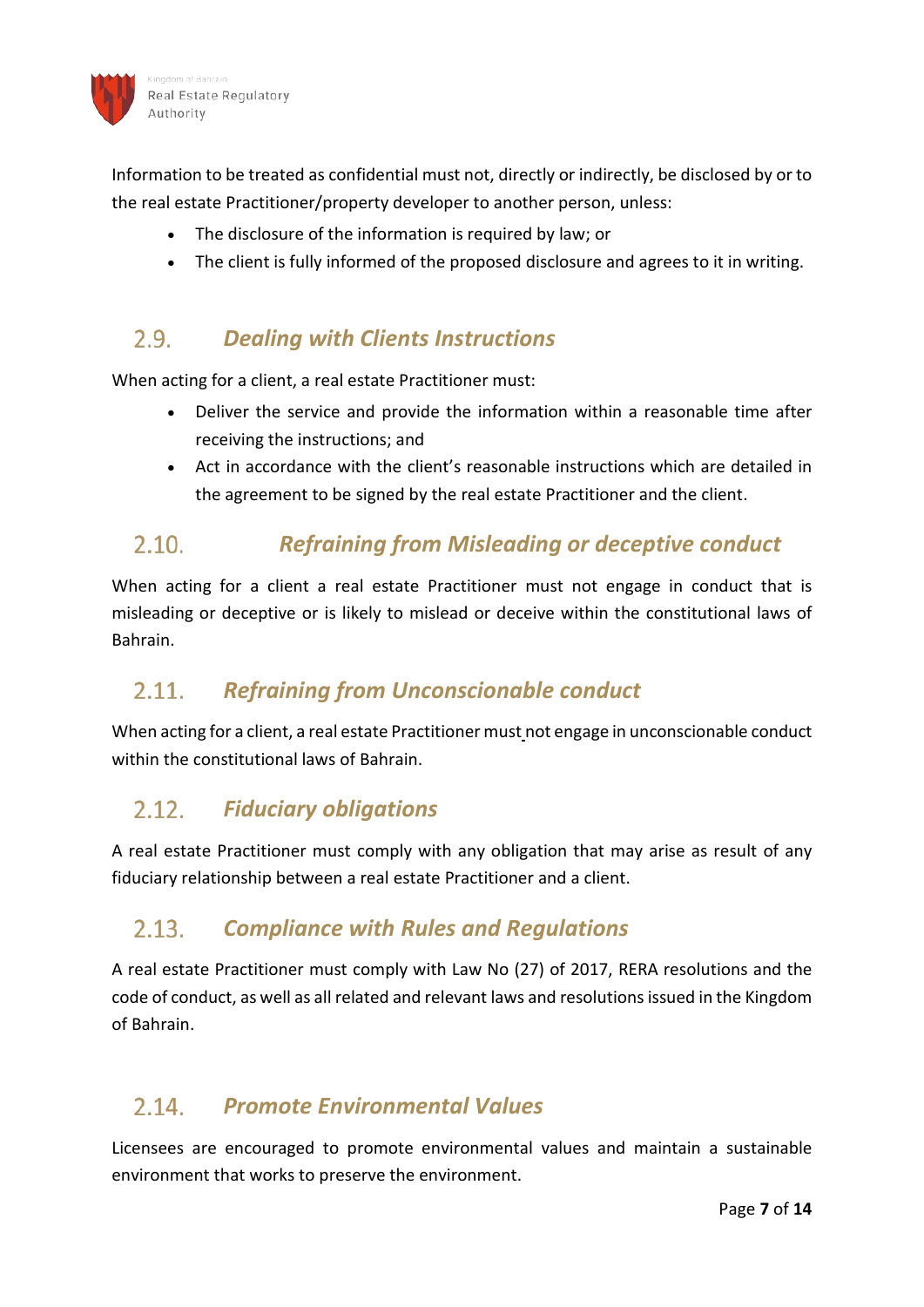Information to be treated as confidential must not, directly or indirectly, be disclosed by or to the real estate Practitioner/property developer to another person, unless:

- The disclosure of the information is required by law; or
- The client is fully informed of the proposed disclosure and agrees to it in writing.

## 2.9. *Dealing with Clients Instructions*

When acting for a client, a real estate Practitioner must:

- Deliver the service and provide the information within a reasonable time after receiving the instructions; and
- Act in accordance with the client's reasonable instructions which are detailed in the agreement to be signed by the real estate Practitioner and the client.

## 2.10. *Refraining from Misleading or deceptive conduct*

When acting for a client a real estate Practitioner must not engage in conduct that is misleading or deceptive or is likely to mislead or deceive within the constitutional laws of Bahrain.

## 2.11. *Refraining from Unconscionable conduct*

When acting for a client, a real estate Practitioner must not engage in unconscionable conduct within the constitutional laws of Bahrain.

## 2.12. *Fiduciary obligations*

A real estate Practitioner must comply with any obligation that may arise as result of any fiduciary relationship between a real estate Practitioner and a client.

## 2.13. *Compliance with Rules and Regulations*

A real estate Practitioner must comply with Law No (27) of 2017, RERA resolutions and the code of conduct, as well as all related and relevant laws and resolutions issued in the Kingdom of Bahrain.

## 2.14. *Promote Environmental Values*

Licensees are encouraged to promote environmental values and maintain a sustainable environment that works to preserve the environment.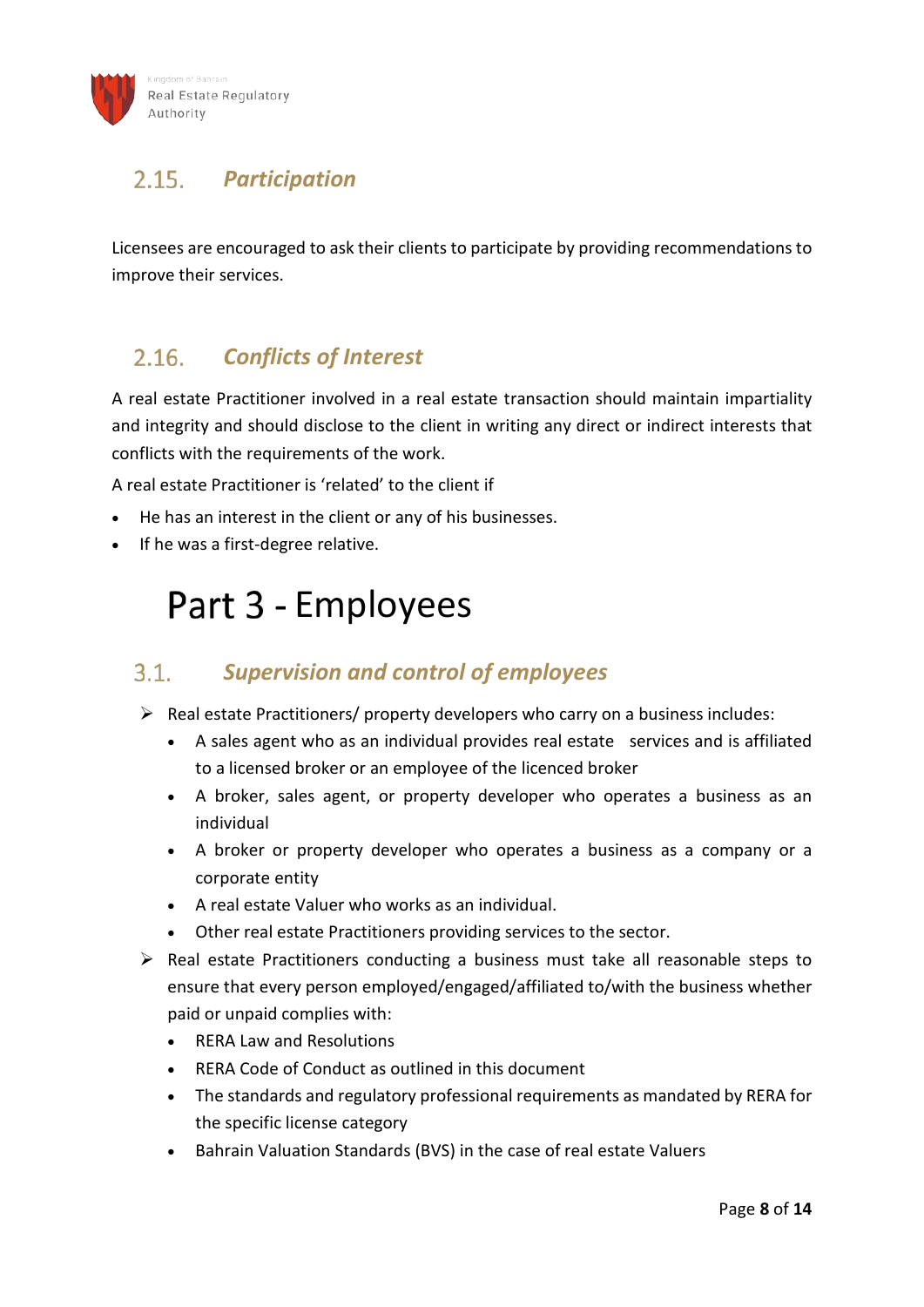## 2.15. *Participation*

Licensees are encouraged to ask their clients to participate by providing recommendations to improve their services.

## 2.16. *Conflicts of Interest*

A real estate Practitioner involved in a real estate transaction should maintain impartiality and integrity and should disclose to the client in writing any direct or indirect interests that conflicts with the requirements of the work.

A real estate Practitioner is 'related' to the client if

- He has an interest in the client or any of his businesses.
- If he was a first-degree relative.

# Part 3 - Employees

## 3.1. *Supervision and control of employees*

- Real estate Practitioners/ property developers who carry on a business includes:
  - A sales agent who as an individual provides real estate services and is affiliated to a licensed broker or an employee of the licenced broker
  - A broker, sales agent, or property developer who operates a business as an individual
  - A broker or property developer who operates a business as a company or a corporate entity
  - A real estate Valuer who works as an individual.
  - Other real estate Practitioners providing services to the sector.
- Real estate Practitioners conducting a business must take all reasonable steps to ensure that every person employed/engaged/affiliated to/with the business whether paid or unpaid complies with:
  - RERA Law and Resolutions
  - RERA Code of Conduct as outlined in this document
  - The standards and regulatory professional requirements as mandated by RERA for the specific license category
  - Bahrain Valuation Standards (BVS) in the case of real estate Valuers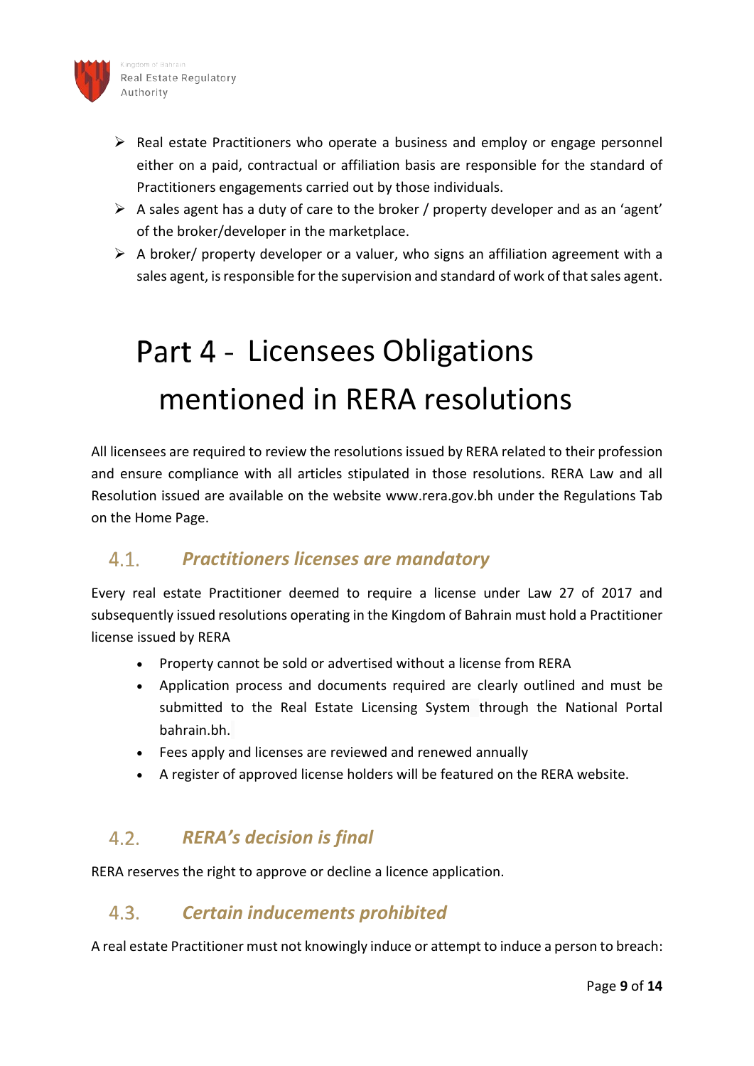- Real estate Practitioners who operate a business and employ or engage personnel either on a paid, contractual or affiliation basis are responsible for the standard of Practitioners engagements carried out by those individuals.
- A sales agent has a duty of care to the broker / property developer and as an 'agent' of the broker/developer in the marketplace.
- A broker/ property developer or a valuer, who signs an affiliation agreement with a sales agent, is responsible for the supervision and standard of work of that sales agent.

# Part 4 - Licensees Obligations mentioned in RERA resolutions

All licensees are required to review the resolutions issued by RERA related to their profession and ensure compliance with all articles stipulated in those resolutions. RERA Law and all Resolution issued are available on the website www.rera.gov.bh under the Regulations Tab on the Home Page.

## 4.1. *Practitioners licenses are mandatory*

Every real estate Practitioner deemed to require a license under Law 27 of 2017 and subsequently issued resolutions operating in the Kingdom of Bahrain must hold a Practitioner license issued by RERA

- Property cannot be sold or advertised without a license from RERA
- Application process and documents required are clearly outlined and must be submitted to the Real Estate Licensing System through the National Portal bahrain.bh.
- Fees apply and licenses are reviewed and renewed annually
- A register of approved license holders will be featured on the RERA website.

## 4.2. *RERA's decision is final*

RERA reserves the right to approve or decline a licence application.

## 4.3. *Certain inducements prohibited*

A real estate Practitioner must not knowingly induce or attempt to induce a person to breach: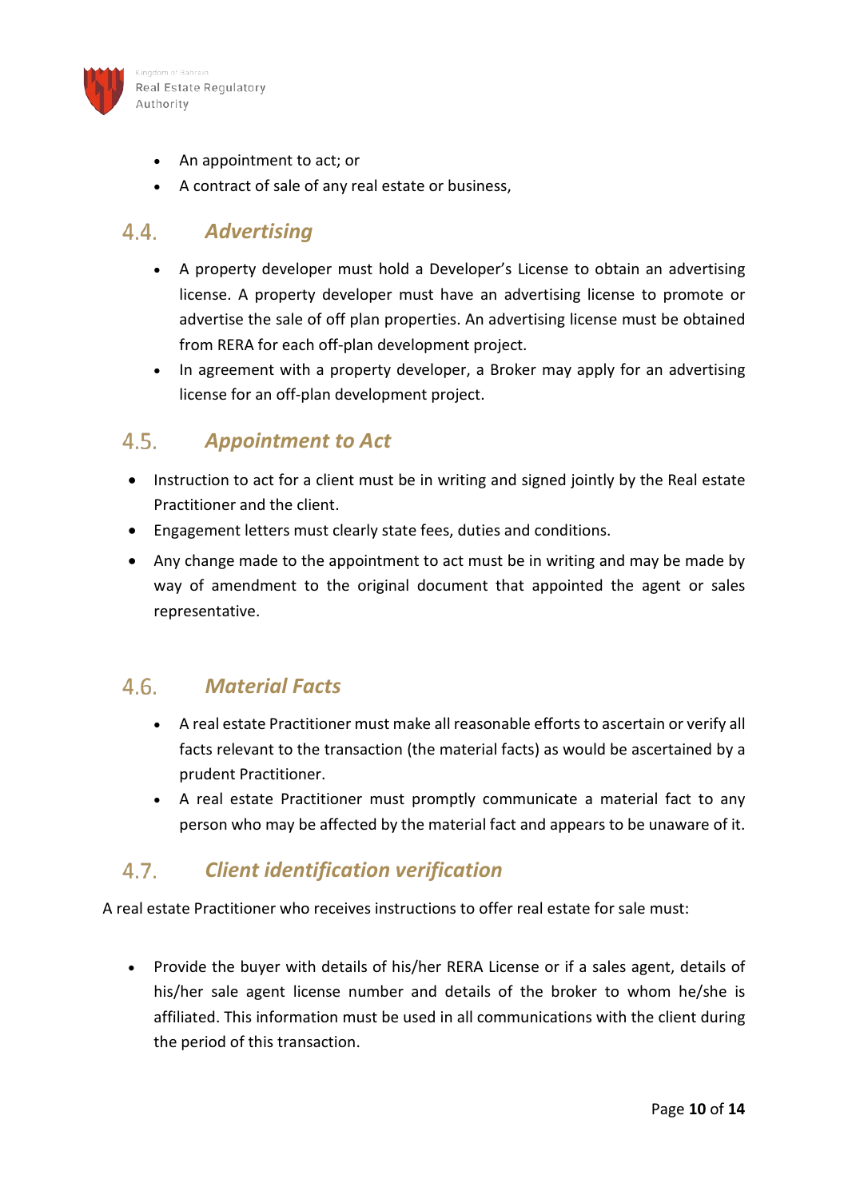- An appointment to act; or
- A contract of sale of any real estate or business,

## 4.4. *Advertising*

- A property developer must hold a Developer's License to obtain an advertising license. A property developer must have an advertising license to promote or advertise the sale of off plan properties. An advertising license must be obtained from RERA for each off-plan development project.
- In agreement with a property developer, a Broker may apply for an advertising license for an off-plan development project.

## 4.5. *Appointment to Act*

- Instruction to act for a client must be in writing and signed jointly by the Real estate Practitioner and the client.
- Engagement letters must clearly state fees, duties and conditions.
- Any change made to the appointment to act must be in writing and may be made by way of amendment to the original document that appointed the agent or sales representative.

## 4.6. *Material Facts*

- A real estate Practitioner must make all reasonable efforts to ascertain or verify all facts relevant to the transaction (the material facts) as would be ascertained by a prudent Practitioner.
- A real estate Practitioner must promptly communicate a material fact to any person who may be affected by the material fact and appears to be unaware of it.

## 4.7. *Client identification verification*

A real estate Practitioner who receives instructions to offer real estate for sale must:

- Provide the buyer with details of his/her RERA License or if a sales agent, details of his/her sale agent license number and details of the broker to whom he/she is affiliated. This information must be used in all communications with the client during the period of this transaction.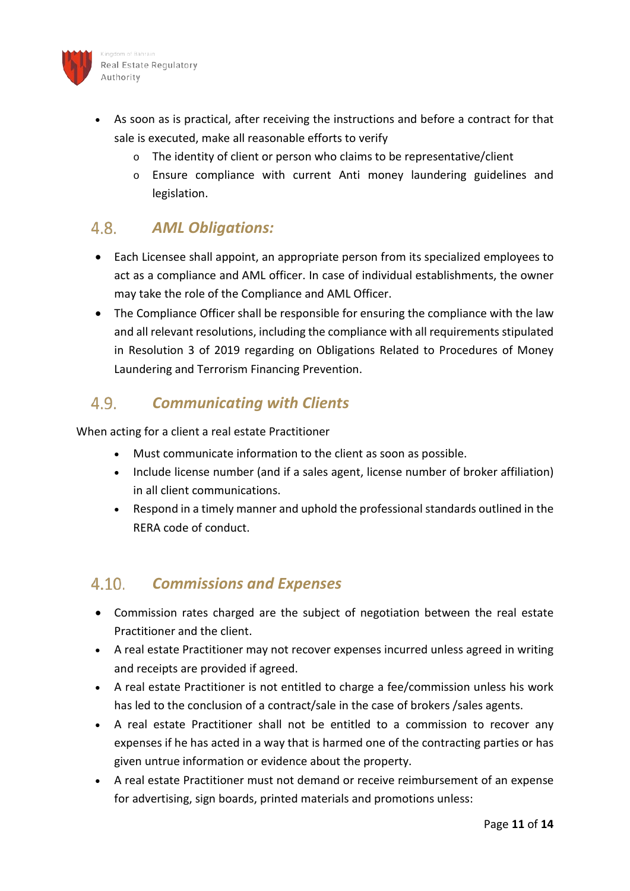- As soon as is practical, after receiving the instructions and before a contract for that sale is executed, make all reasonable efforts to verify
  - The identity of client or person who claims to be representative/client
  - Ensure compliance with current Anti money laundering guidelines and legislation.

## 4.8. *AML Obligations:*

- Each Licensee shall appoint, an appropriate person from its specialized employees to act as a compliance and AML officer. In case of individual establishments, the owner may take the role of the Compliance and AML Officer.
- The Compliance Officer shall be responsible for ensuring the compliance with the law and all relevant resolutions, including the compliance with all requirements stipulated in Resolution 3 of 2019 regarding on Obligations Related to Procedures of Money Laundering and Terrorism Financing Prevention.

## 4.9. *Communicating with Clients*

When acting for a client a real estate Practitioner

- Must communicate information to the client as soon as possible.
- Include license number (and if a sales agent, license number of broker affiliation) in all client communications.
- Respond in a timely manner and uphold the professional standards outlined in the RERA code of conduct.

## 4.10. *Commissions and Expenses*

- Commission rates charged are the subject of negotiation between the real estate Practitioner and the client.
- A real estate Practitioner may not recover expenses incurred unless agreed in writing and receipts are provided if agreed.
- A real estate Practitioner is not entitled to charge a fee/commission unless his work has led to the conclusion of a contract/sale in the case of brokers /sales agents.
- A real estate Practitioner shall not be entitled to a commission to recover any expenses if he has acted in a way that is harmed one of the contracting parties or has given untrue information or evidence about the property.
- A real estate Practitioner must not demand or receive reimbursement of an expense for advertising, sign boards, printed materials and promotions unless: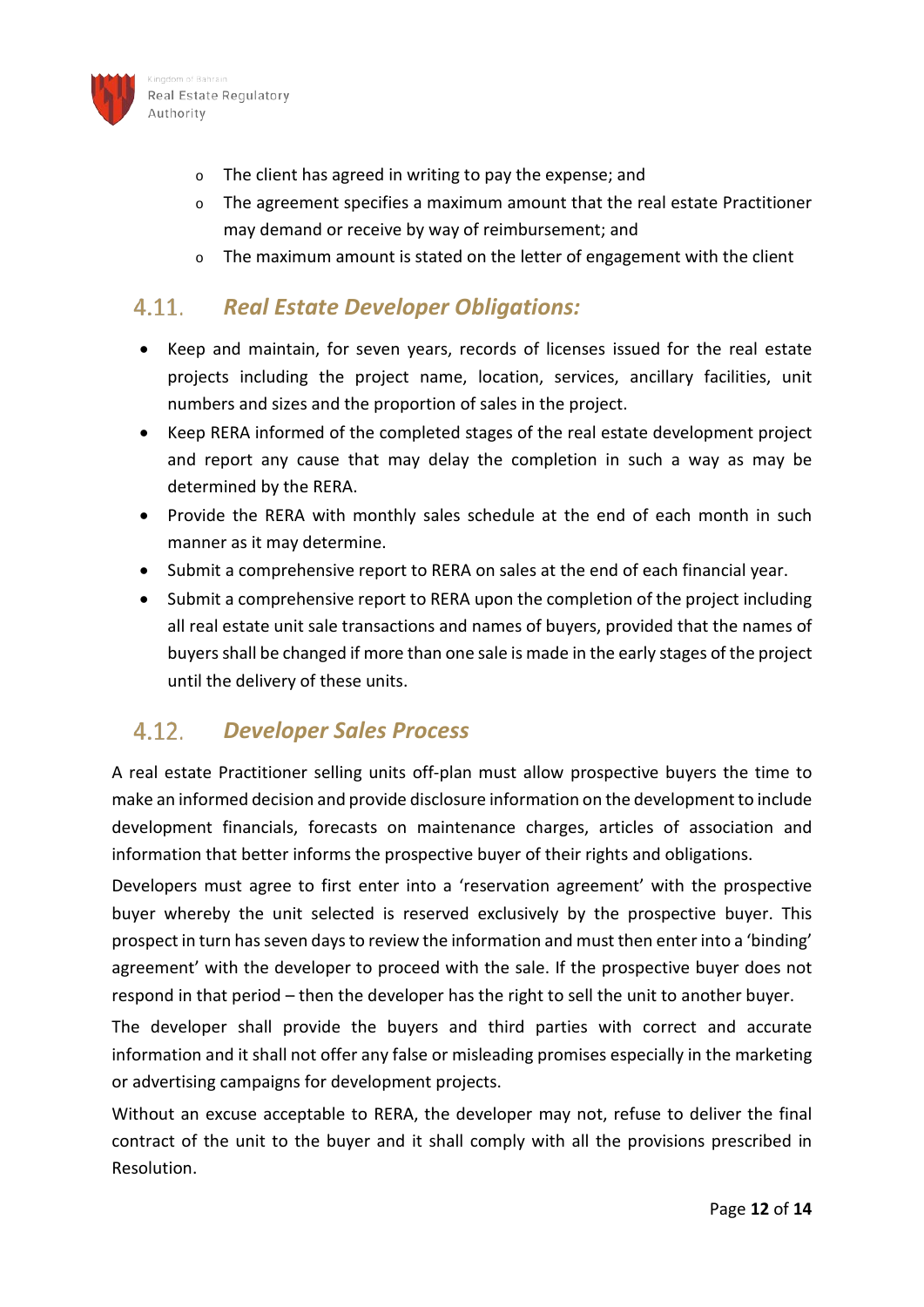- The client has agreed in writing to pay the expense; and
- The agreement specifies a maximum amount that the real estate Practitioner may demand or receive by way of reimbursement; and
- The maximum amount is stated on the letter of engagement with the client

## 4.11. *Real Estate Developer Obligations:*

- Keep and maintain, for seven years, records of licenses issued for the real estate projects including the project name, location, services, ancillary facilities, unit numbers and sizes and the proportion of sales in the project.
- Keep RERA informed of the completed stages of the real estate development project and report any cause that may delay the completion in such a way as may be determined by the RERA.
- Provide the RERA with monthly sales schedule at the end of each month in such manner as it may determine.
- Submit a comprehensive report to RERA on sales at the end of each financial year.
- Submit a comprehensive report to RERA upon the completion of the project including all real estate unit sale transactions and names of buyers, provided that the names of buyers shall be changed if more than one sale is made in the early stages of the project until the delivery of these units.

## 4.12. *Developer Sales Process*

A real estate Practitioner selling units off-plan must allow prospective buyers the time to make an informed decision and provide disclosure information on the development to include development financials, forecasts on maintenance charges, articles of association and information that better informs the prospective buyer of their rights and obligations.

Developers must agree to first enter into a 'reservation agreement' with the prospective buyer whereby the unit selected is reserved exclusively by the prospective buyer. This prospect in turn has seven days to review the information and must then enter into a 'binding' agreement' with the developer to proceed with the sale. If the prospective buyer does not respond in that period – then the developer has the right to sell the unit to another buyer.

The developer shall provide the buyers and third parties with correct and accurate information and it shall not offer any false or misleading promises especially in the marketing or advertising campaigns for development projects.

Without an excuse acceptable to RERA, the developer may not, refuse to deliver the final contract of the unit to the buyer and it shall comply with all the provisions prescribed in Resolution.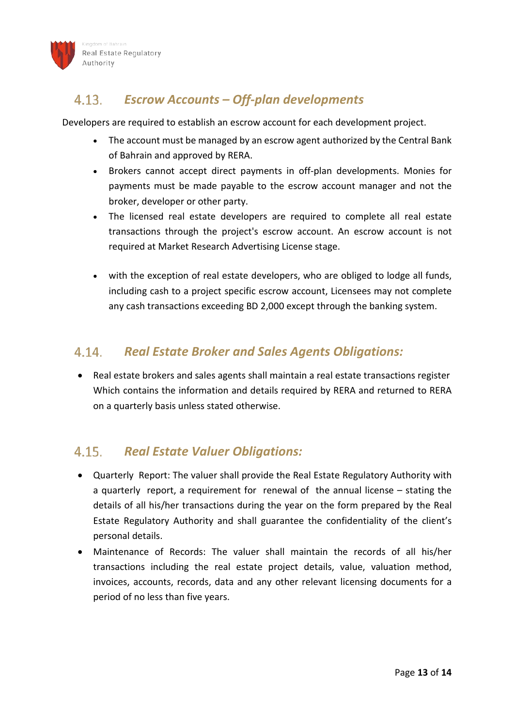## 4.13. *Escrow Accounts – Off-plan developments*

Developers are required to establish an escrow account for each development project.

- The account must be managed by an escrow agent authorized by the Central Bank of Bahrain and approved by RERA.
- Brokers cannot accept direct payments in off-plan developments. Monies for payments must be made payable to the escrow account manager and not the broker, developer or other party.
- The licensed real estate developers are required to complete all real estate transactions through the project's escrow account. An escrow account is not required at Market Research Advertising License stage.
- with the exception of real estate developers, who are obliged to lodge all funds, including cash to a project specific escrow account, Licensees may not complete any cash transactions exceeding BD 2,000 except through the banking system.

## 4.14. *Real Estate Broker and Sales Agents Obligations:*

- Real estate brokers and sales agents shall maintain a real estate transactions register Which contains the information and details required by RERA and returned to RERA on a quarterly basis unless stated otherwise.

## 4.15. *Real Estate Valuer Obligations:*

- Quarterly Report: The valuer shall provide the Real Estate Regulatory Authority with a quarterly report, a requirement for renewal of the annual license – stating the details of all his/her transactions during the year on the form prepared by the Real Estate Regulatory Authority and shall guarantee the confidentiality of the client's personal details.
- Maintenance of Records: The valuer shall maintain the records of all his/her transactions including the real estate project details, value, valuation method, invoices, accounts, records, data and any other relevant licensing documents for a period of no less than five years.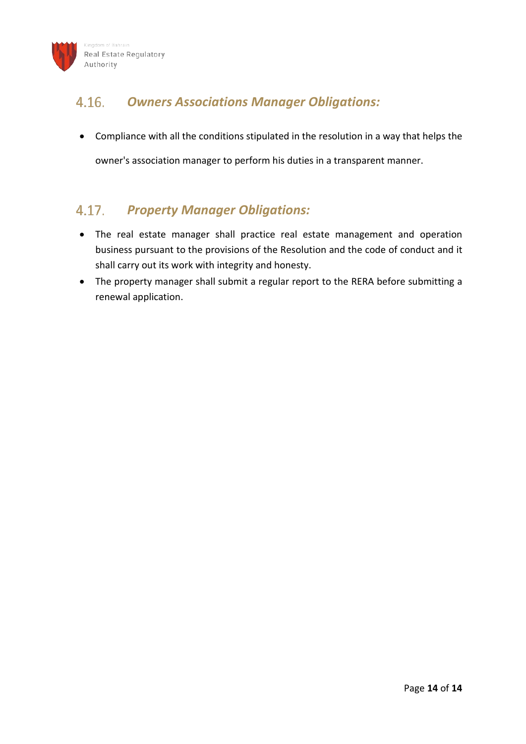## 4.16. *Owners Associations Manager Obligations:*

- Compliance with all the conditions stipulated in the resolution in a way that helps the owner's association manager to perform his duties in a transparent manner.

## 4.17. *Property Manager Obligations:*

- The real estate manager shall practice real estate management and operation business pursuant to the provisions of the Resolution and the code of conduct and it shall carry out its work with integrity and honesty.
- The property manager shall submit a regular report to the RERA before submitting a renewal application.